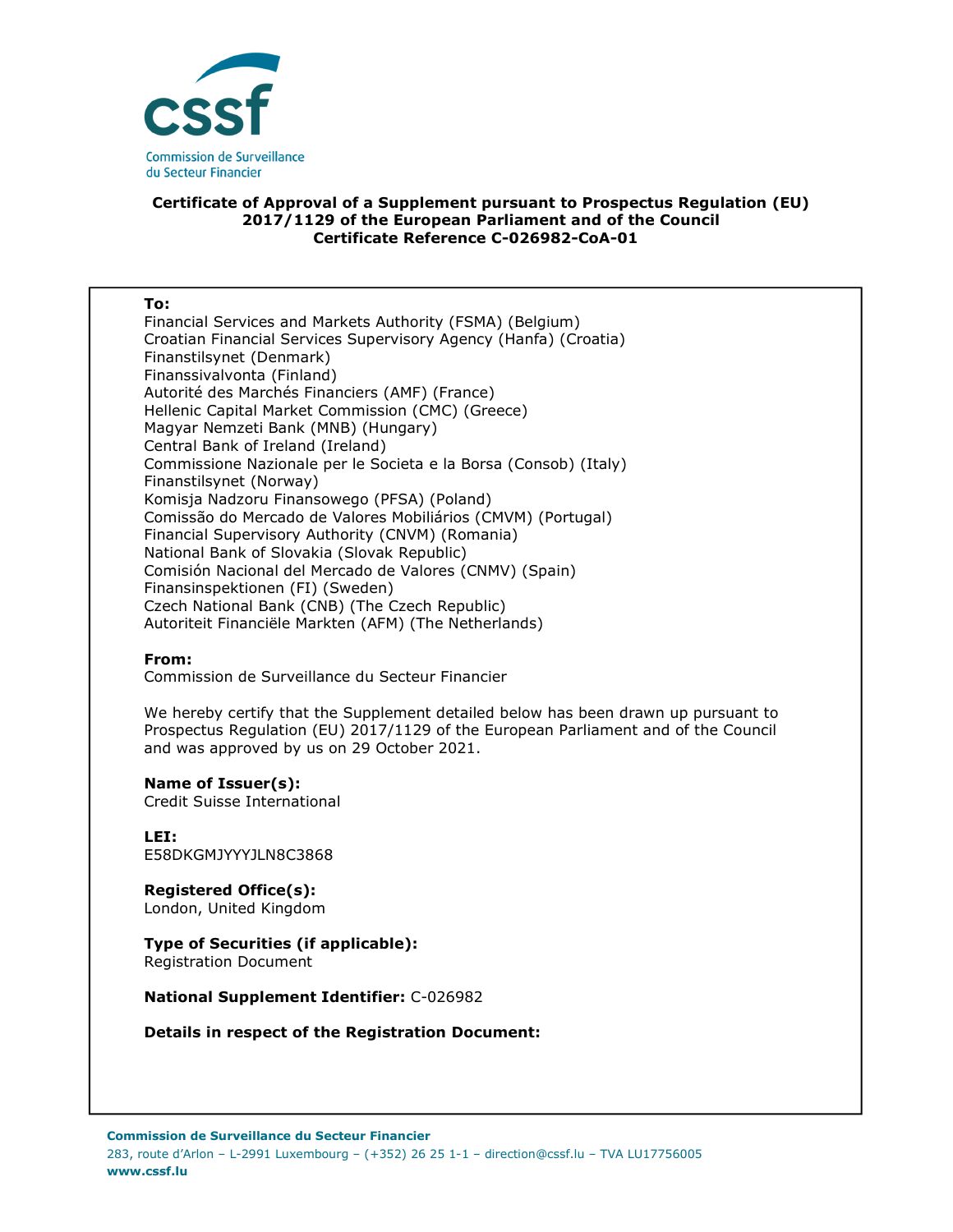Commission de Surveillance du Secteur Financier

**Certificate of Approval of a Supplement pursuant to Prospectus Regulation (EU) 2017/1129 of the European Parliament and of the Council**
**Certificate Reference C-026982-CoA-01**

**To:**
Financial Services and Markets Authority (FSMA) (Belgium)
Croatian Financial Services Supervisory Agency (Hanfa) (Croatia)
Finanstilsynet (Denmark)
Finanssivalvonta (Finland)
Autorité des Marchés Financiers (AMF) (France)
Hellenic Capital Market Commission (CMC) (Greece)
Magyar Nemzeti Bank (MNB) (Hungary)
Central Bank of Ireland (Ireland)
Commissione Nazionale per le Societa e la Borsa (Consob) (Italy)
Finanstilsynet (Norway)
Komisja Nadzoru Finansowego (PFSA) (Poland)
Comissão do Mercado de Valores Mobiliários (CMVM) (Portugal)
Financial Supervisory Authority (CNVM) (Romania)
National Bank of Slovakia (Slovak Republic)
Comisión Nacional del Mercado de Valores (CNMV) (Spain)
Finansinspektionen (FI) (Sweden)
Czech National Bank (CNB) (The Czech Republic)
Autoriteit Financiële Markten (AFM) (The Netherlands)

**From:**
Commission de Surveillance du Secteur Financier

We hereby certify that the Supplement detailed below has been drawn up pursuant to Prospectus Regulation (EU) 2017/1129 of the European Parliament and of the Council and was approved by us on 29 October 2021.

**Name of Issuer(s):**
Credit Suisse International

**LEI:**
E58DKGMJYYYJLN8C3868

**Registered Office(s):**
London, United Kingdom

**Type of Securities (if applicable):**
Registration Document

**National Supplement Identifier:** C-026982

**Details in respect of the Registration Document:**

**Commission de Surveillance du Secteur Financier**
283, route d'Arlon – L-2991 Luxembourg – (+352) 26 25 1-1 – direction@cssf.lu – TVA LU17756005
**www.cssf.lu**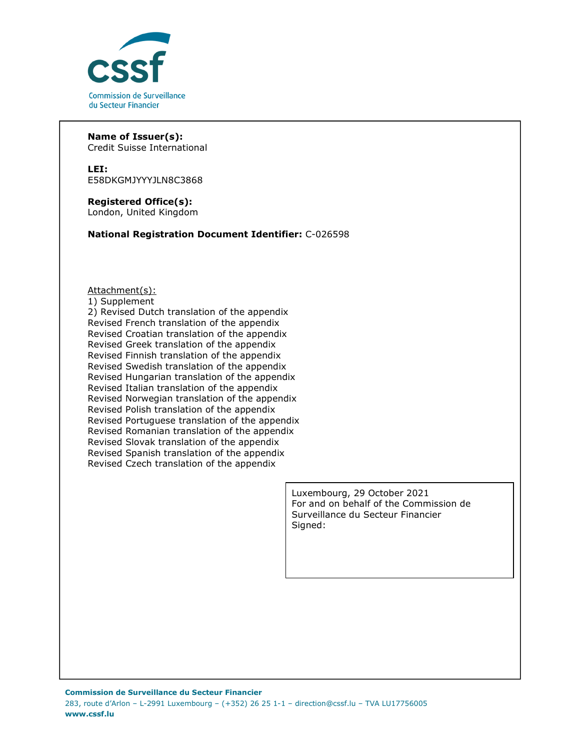**Name of Issuer(s):**
Credit Suisse International

**LEI:**
E58DKGMJYYYJLN8C3868

**Registered Office(s):**
London, United Kingdom

**National Registration Document Identifier:** C-026598

Attachment(s):
1) Supplement
2) Revised Dutch translation of the appendix
Revised French translation of the appendix
Revised Croatian translation of the appendix
Revised Greek translation of the appendix
Revised Finnish translation of the appendix
Revised Swedish translation of the appendix
Revised Hungarian translation of the appendix
Revised Italian translation of the appendix
Revised Norwegian translation of the appendix
Revised Polish translation of the appendix
Revised Portuguese translation of the appendix
Revised Romanian translation of the appendix
Revised Slovak translation of the appendix
Revised Spanish translation of the appendix
Revised Czech translation of the appendix

Luxembourg, 29 October 2021
For and on behalf of the Commission de Surveillance du Secteur Financier
Signed:

**Commission de Surveillance du Secteur Financier**
283, route d'Arlon – L-2991 Luxembourg – (+352) 26 25 1-1 – direction@cssf.lu – TVA LU17756005
**www.cssf.lu**